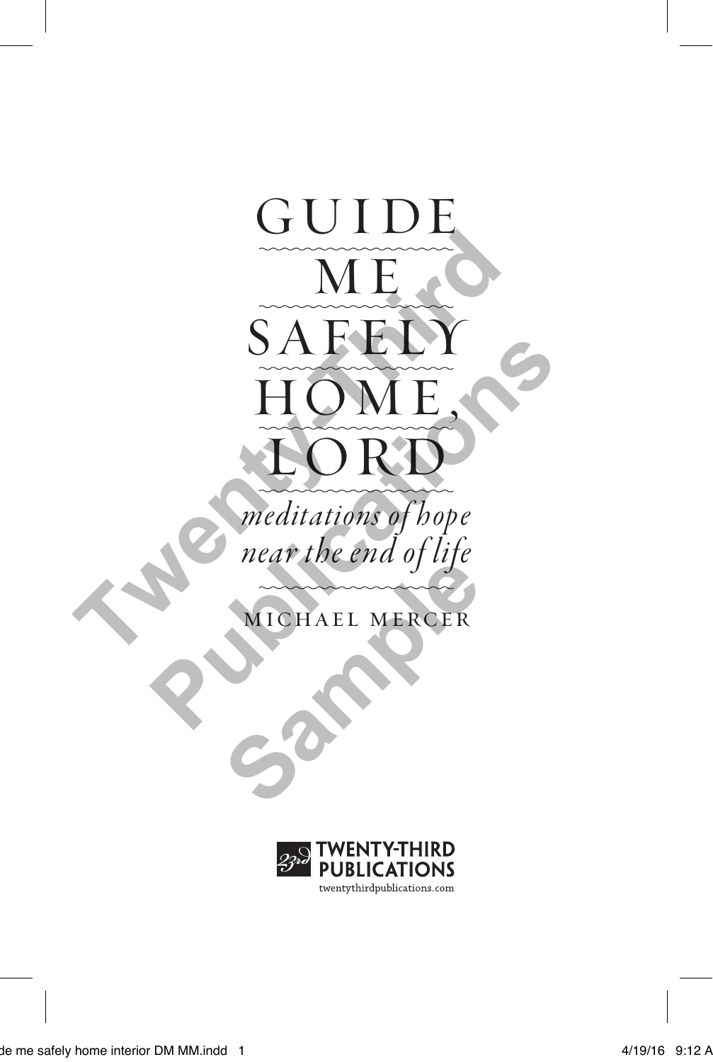# GUIDE ME SAFELY HOME, LORD

*meditations of hope near the end of life*

MICHAEL MERCER

TWENTY-THIRD PUBLICATIONS
twentythirdpublications.com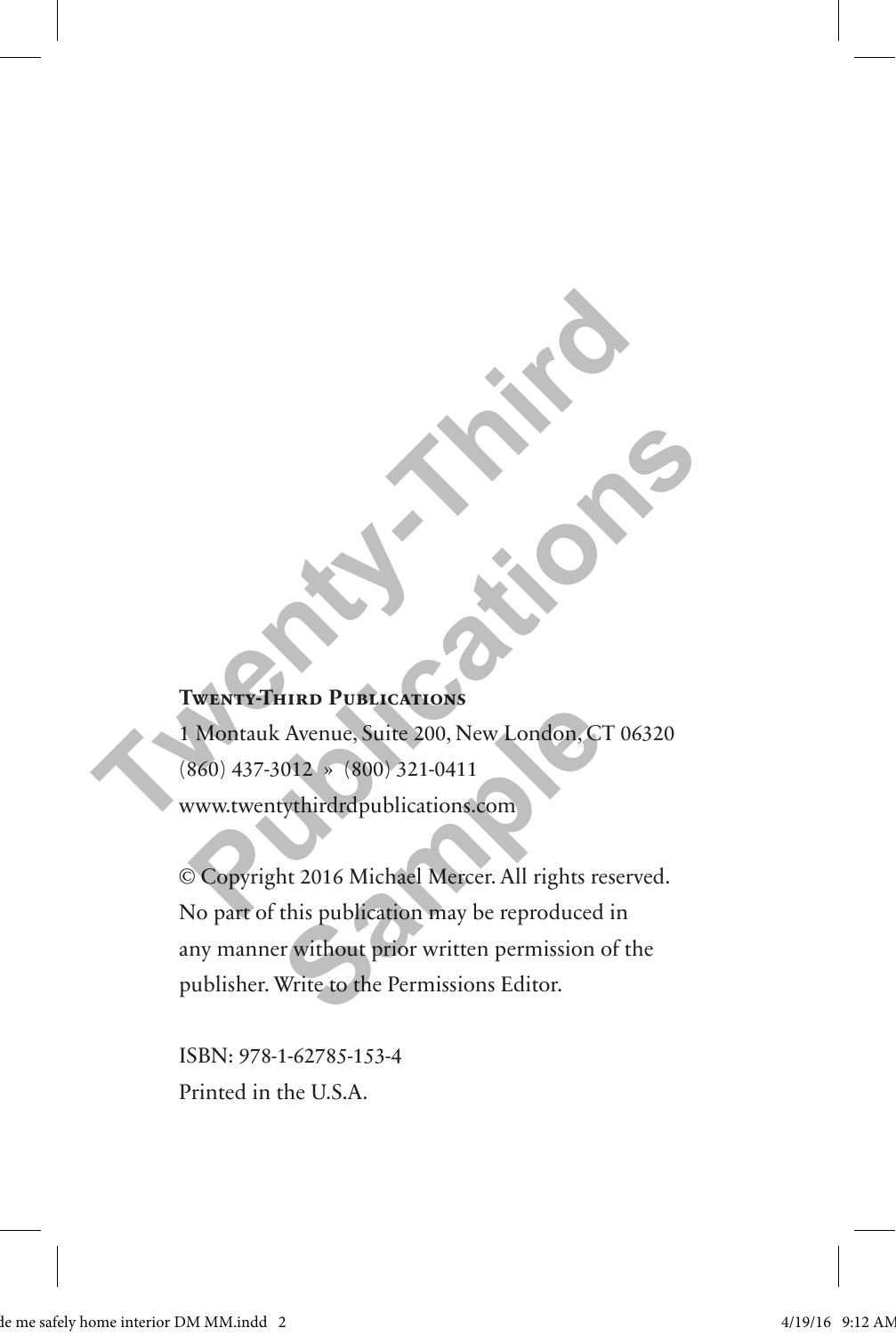**Twenty-Third Publications**

1 Montauk Avenue, Suite 200, New London, CT 06320

(860) 437-3012 » (800) 321-0411

www.twentythirdpublications.com

© Copyright 2016 Michael Mercer. All rights reserved. No part of this publication may be reproduced in any manner without prior written permission of the publisher. Write to the Permissions Editor.

ISBN: 978-1-62785-153-4

Printed in the U.S.A.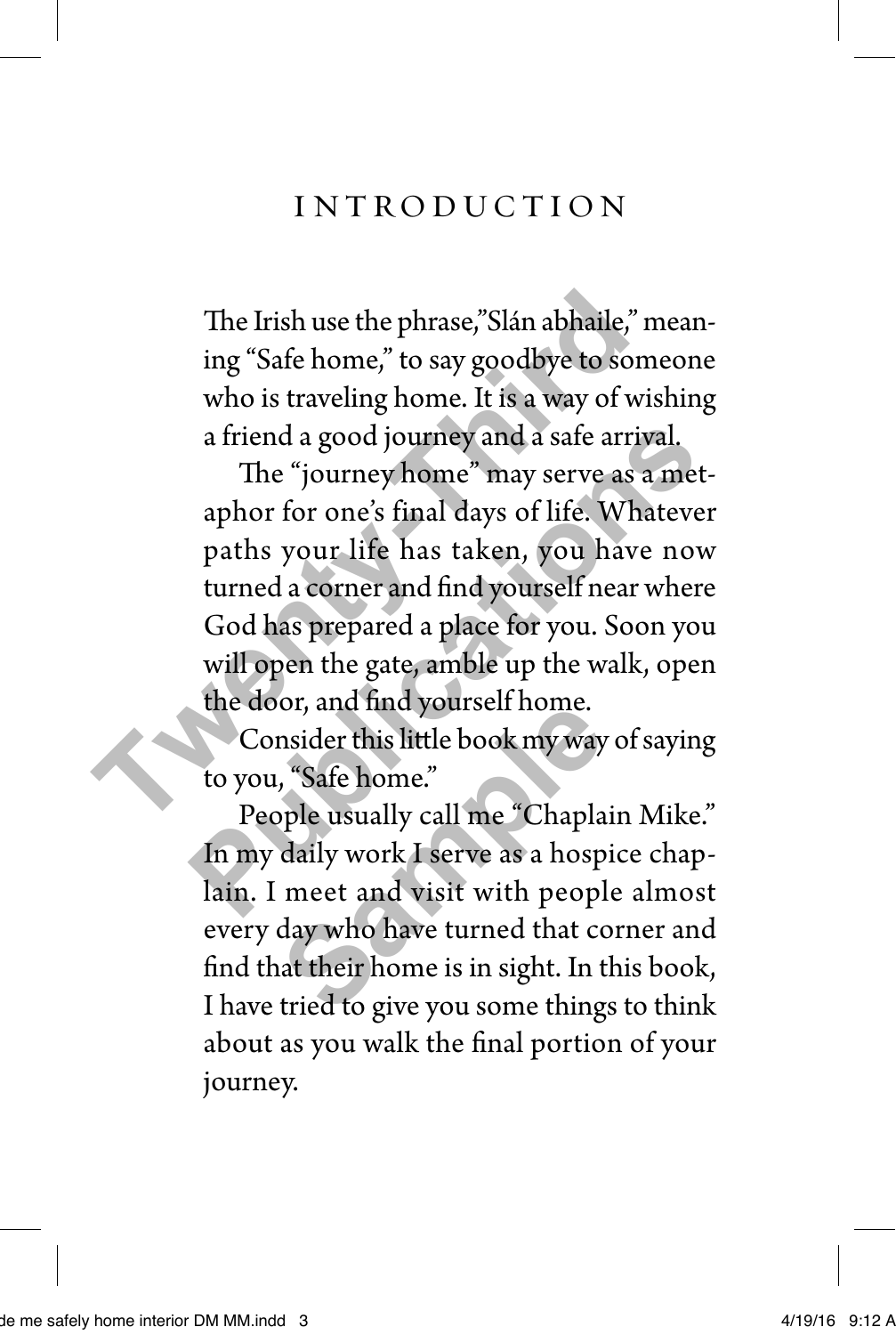# INTRODUCTION

The Irish use the phrase,"Slán abhaile," meaning "Safe home," to say goodbye to someone who is traveling home. It is a way of wishing a friend a good journey and a safe arrival.

The "journey home" may serve as a metaphor for one's final days of life. Whatever paths your life has taken, you have now turned a corner and find yourself near where God has prepared a place for you. Soon you will open the gate, amble up the walk, open the door, and find yourself home.

Consider this little book my way of saying to you, "Safe home."

People usually call me "Chaplain Mike." In my daily work I serve as a hospice chaplain. I meet and visit with people almost every day who have turned that corner and find that their home is in sight. In this book, I have tried to give you some things to think about as you walk the final portion of your journey.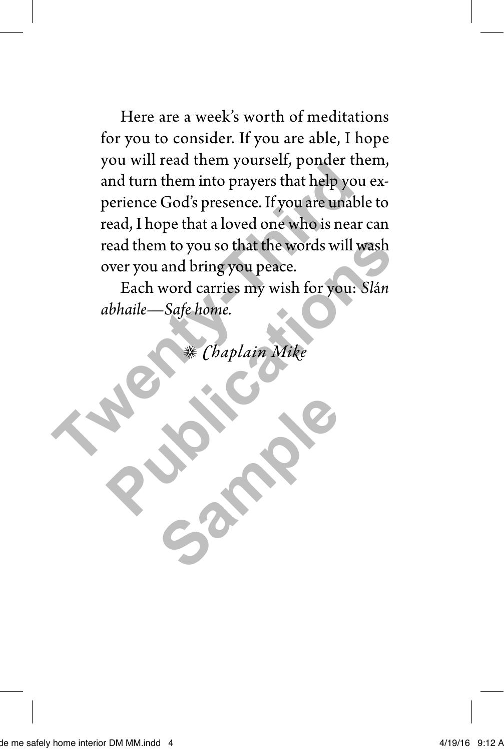Here are a week's worth of meditations for you to consider. If you are able, I hope you will read them yourself, ponder them, and turn them into prayers that help you experience God's presence. If you are unable to read, I hope that a loved one who is near can read them to you so that the words will wash over you and bring you peace.

Each word carries my wish for you: *Slán abhaile—Safe home.*

✳ *Chaplain Mike*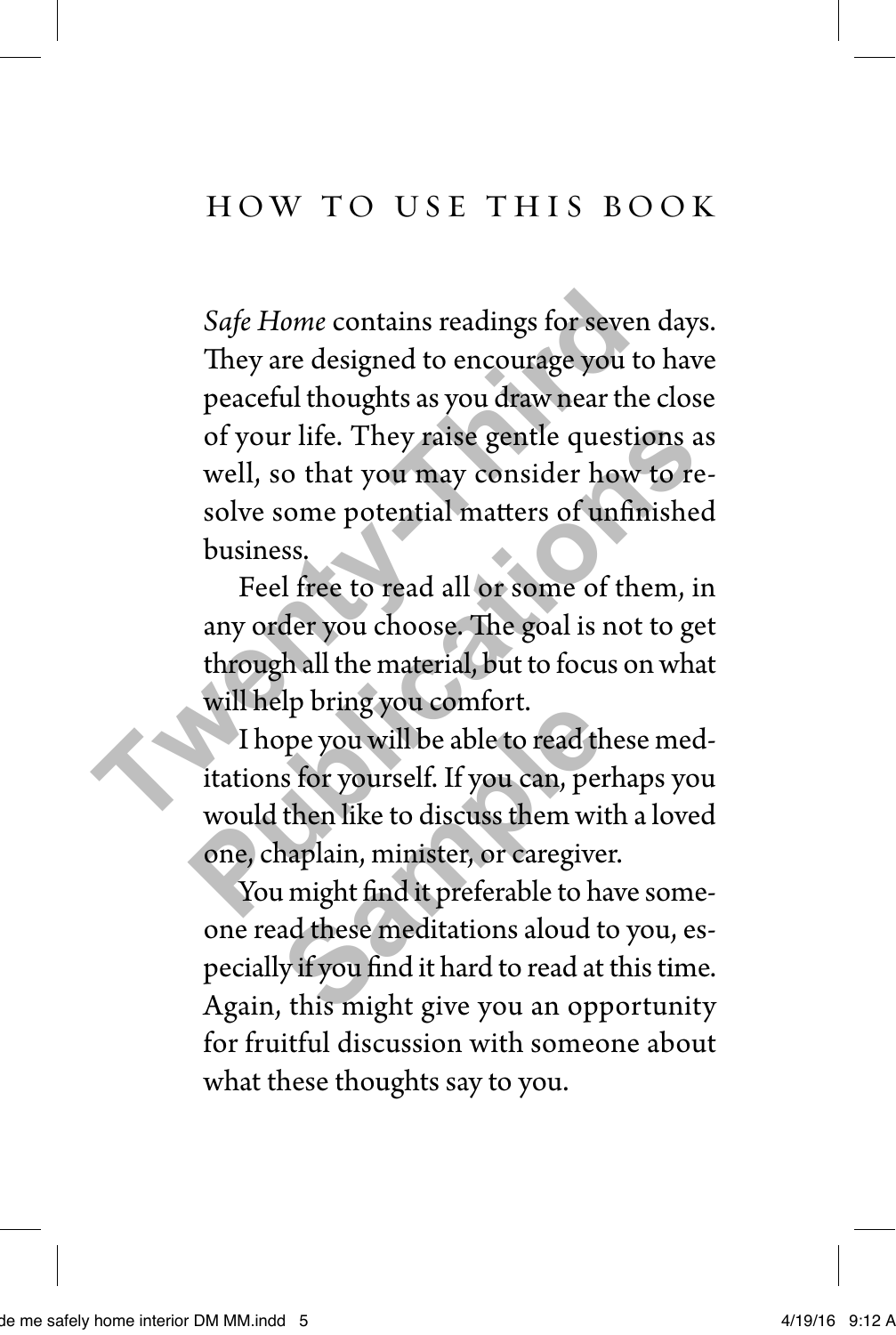# HOW TO USE THIS BOOK

*Safe Home* contains readings for seven days. They are designed to encourage you to have peaceful thoughts as you draw near the close of your life. They raise gentle questions as well, so that you may consider how to resolve some potential matters of unfinished business.

Feel free to read all or some of them, in any order you choose. The goal is not to get through all the material, but to focus on what will help bring you comfort.

I hope you will be able to read these meditations for yourself. If you can, perhaps you would then like to discuss them with a loved one, chaplain, minister, or caregiver.

You might find it preferable to have someone read these meditations aloud to you, especially if you find it hard to read at this time. Again, this might give you an opportunity for fruitful discussion with someone about what these thoughts say to you.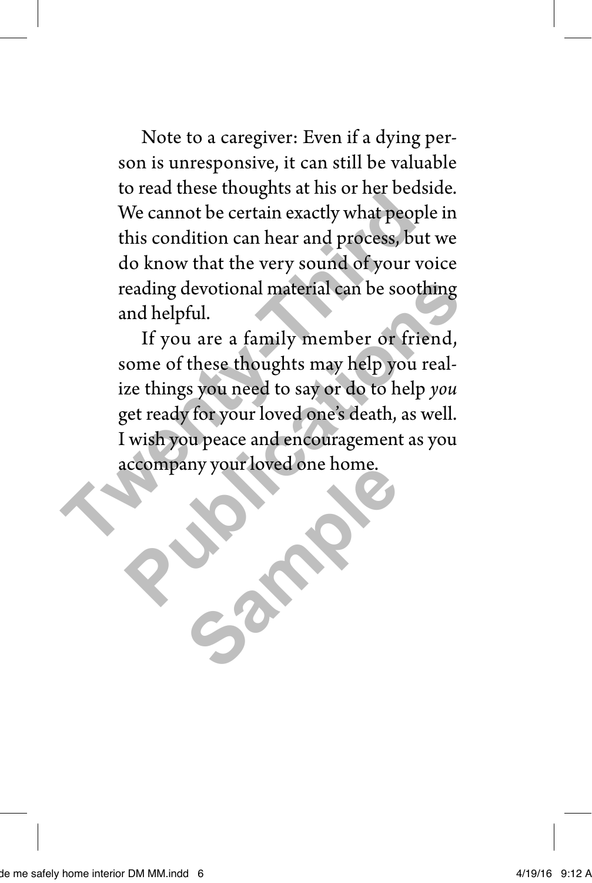Note to a caregiver: Even if a dying person is unresponsive, it can still be valuable to read these thoughts at his or her bedside. We cannot be certain exactly what people in this condition can hear and process, but we do know that the very sound of your voice reading devotional material can be soothing and helpful.

If you are a family member or friend, some of these thoughts may help you realize things you need to say or do to help *you* get ready for your loved one's death, as well. I wish you peace and encouragement as you accompany your loved one home.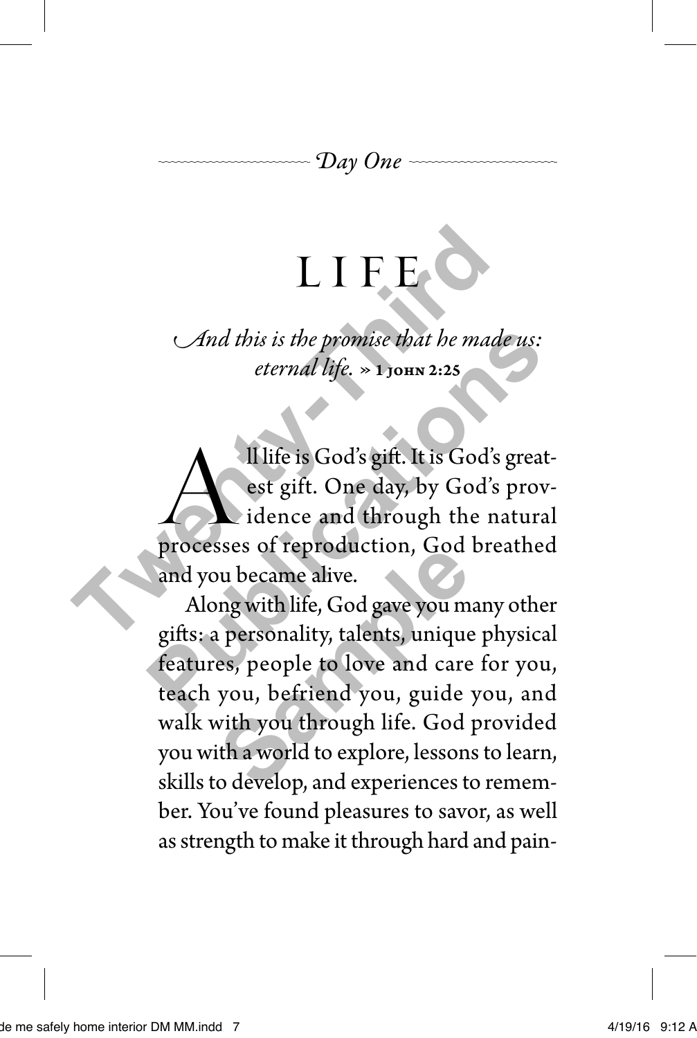*Day One*

# LIFE

*And this is the promise that he made us: eternal life.* » 1 JOHN 2:25

All life is God's gift. It is God's greatest gift. One day, by God's providence and through the natural processes of reproduction, God breathed and you became alive.

Along with life, God gave you many other gifts: a personality, talents, unique physical features, people to love and care for you, teach you, befriend you, guide you, and walk with you through life. God provided you with a world to explore, lessons to learn, skills to develop, and experiences to remember. You've found pleasures to savor, as well as strength to make it through hard and pain-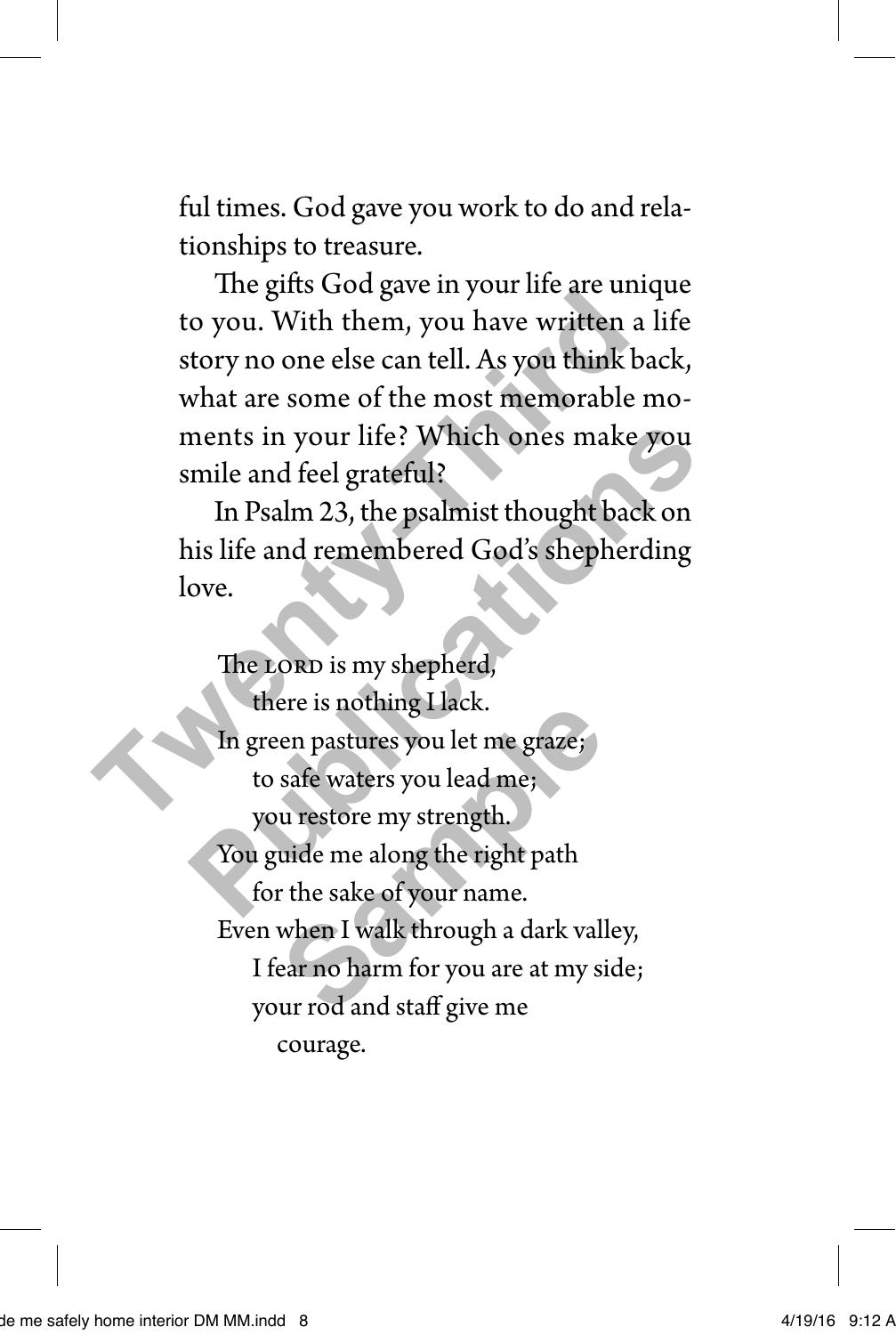ful times. God gave you work to do and relationships to treasure.

The gifts God gave in your life are unique to you. With them, you have written a life story no one else can tell. As you think back, what are some of the most memorable moments in your life? Which ones make you smile and feel grateful?

In Psalm 23, the psalmist thought back on his life and remembered God's shepherding love.

> The LORD is my shepherd,
> there is nothing I lack.
> In green pastures you let me graze;
> to safe waters you lead me;
> you restore my strength.
> You guide me along the right path
> for the sake of your name.
> Even when I walk through a dark valley,
> I fear no harm for you are at my side;
> your rod and staff give me
> courage.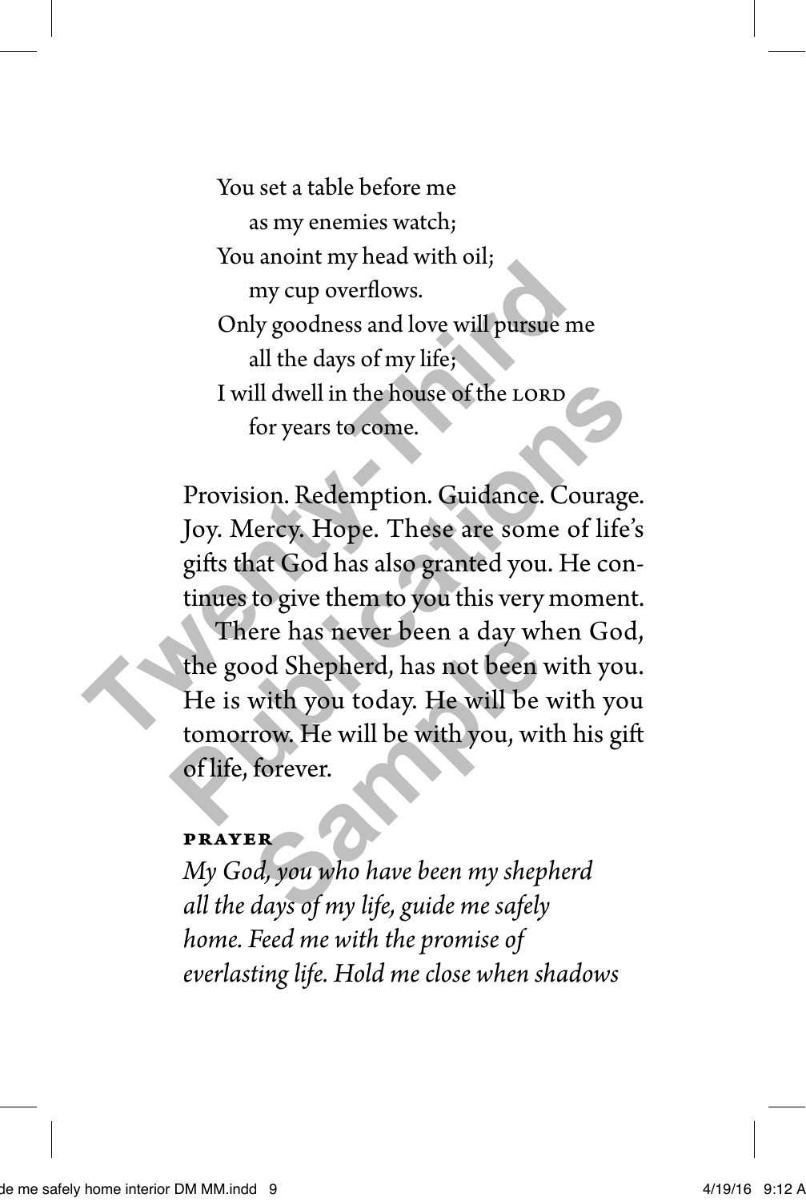You set a table before me
  as my enemies watch;
You anoint my head with oil;
  my cup overflows.
Only goodness and love will pursue me
  all the days of my life;
I will dwell in the house of the LORD
  for years to come.

Provision. Redemption. Guidance. Courage. Joy. Mercy. Hope. These are some of life's gifts that God has also granted you. He continues to give them to you this very moment.

There has never been a day when God, the good Shepherd, has not been with you. He is with you today. He will be with you tomorrow. He will be with you, with his gift of life, forever.

**PRAYER**

*My God, you who have been my shepherd all the days of my life, guide me safely home. Feed me with the promise of everlasting life. Hold me close when shadows*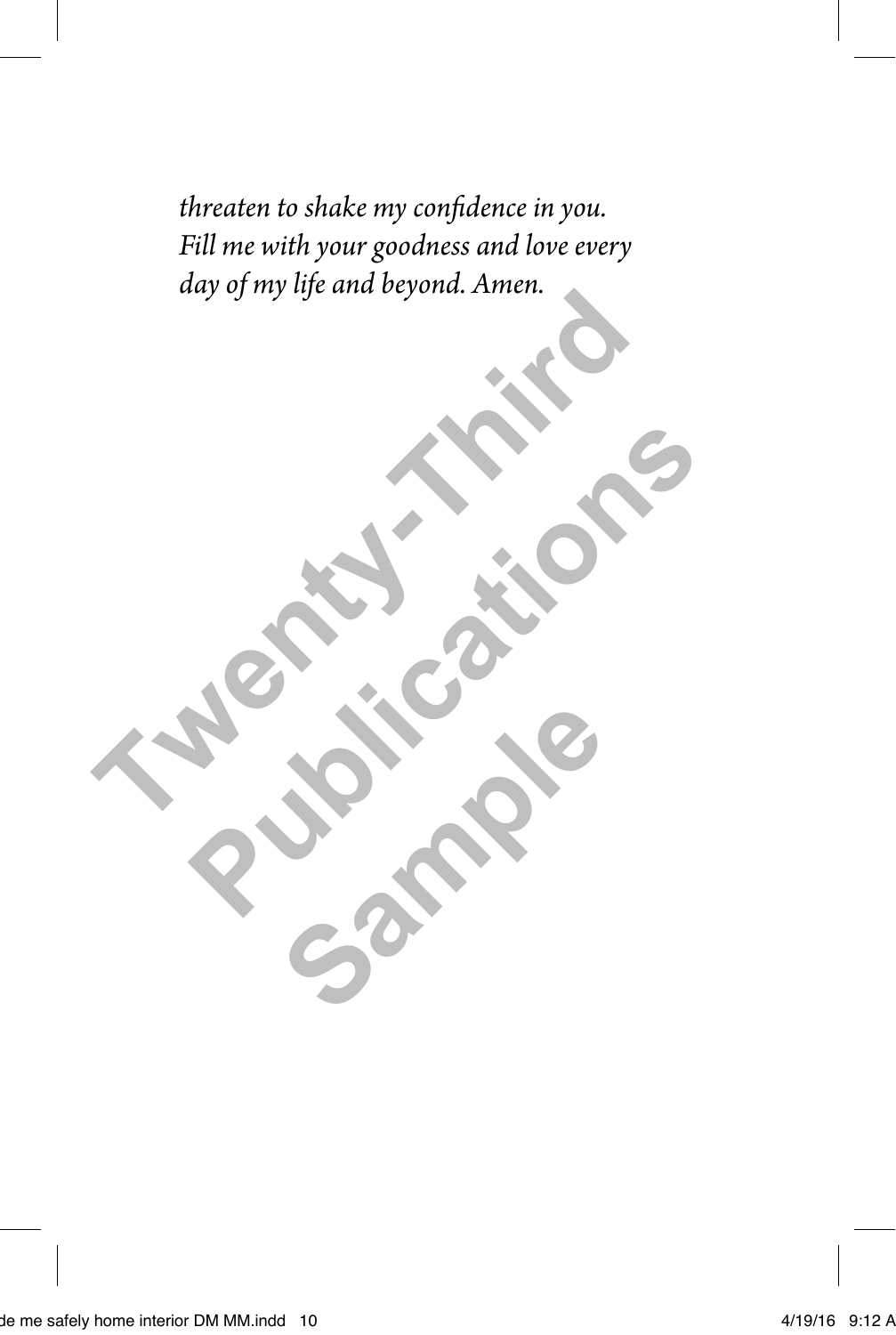*threaten to shake my confidence in you. Fill me with your goodness and love every day of my life and beyond. Amen.*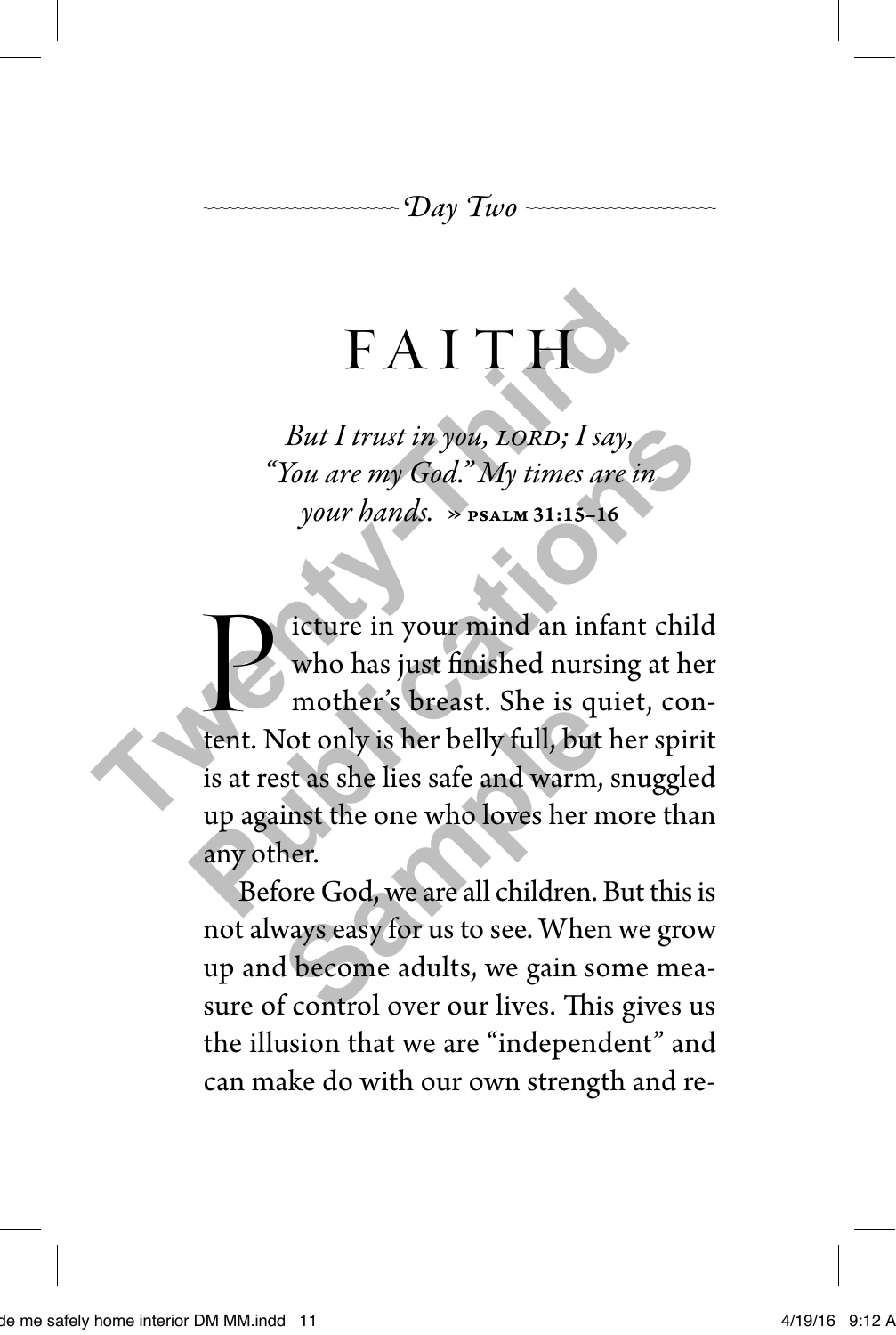*Day Two*

# FAITH

*But I trust in you, LORD; I say, "You are my God." My times are in your hands.* » PSALM 31:15–16

Picture in your mind an infant child who has just finished nursing at her mother's breast. She is quiet, content. Not only is her belly full, but her spirit is at rest as she lies safe and warm, snuggled up against the one who loves her more than any other.

Before God, we are all children. But this is not always easy for us to see. When we grow up and become adults, we gain some measure of control over our lives. This gives us the illusion that we are "independent" and can make do with our own strength and re-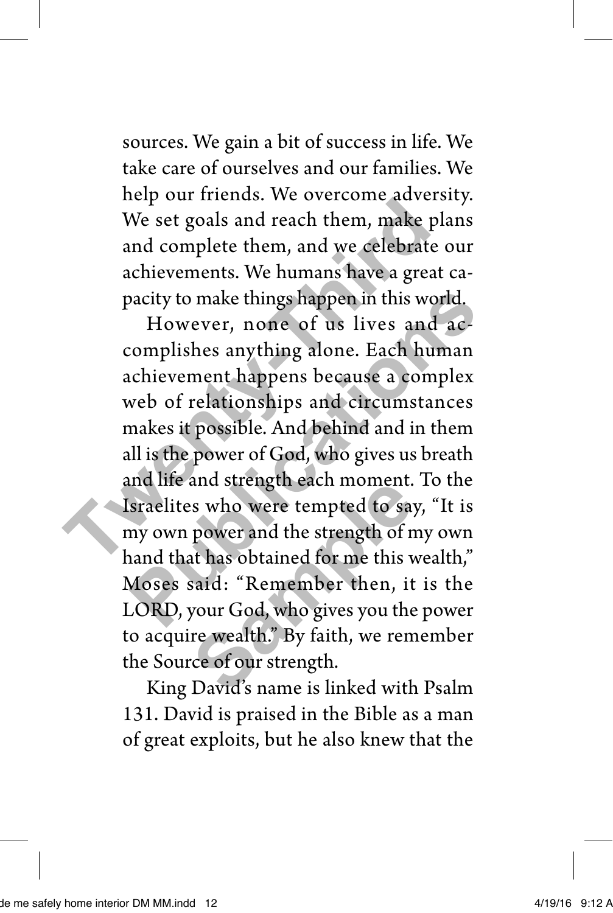sources. We gain a bit of success in life. We take care of ourselves and our families. We help our friends. We overcome adversity. We set goals and reach them, make plans and complete them, and we celebrate our achievements. We humans have a great capacity to make things happen in this world.

However, none of us lives and accomplishes anything alone. Each human achievement happens because a complex web of relationships and circumstances makes it possible. And behind and in them all is the power of God, who gives us breath and life and strength each moment. To the Israelites who were tempted to say, "It is my own power and the strength of my own hand that has obtained for me this wealth," Moses said: "Remember then, it is the LORD, your God, who gives you the power to acquire wealth." By faith, we remember the Source of our strength.

King David's name is linked with Psalm 131. David is praised in the Bible as a man of great exploits, but he also knew that the